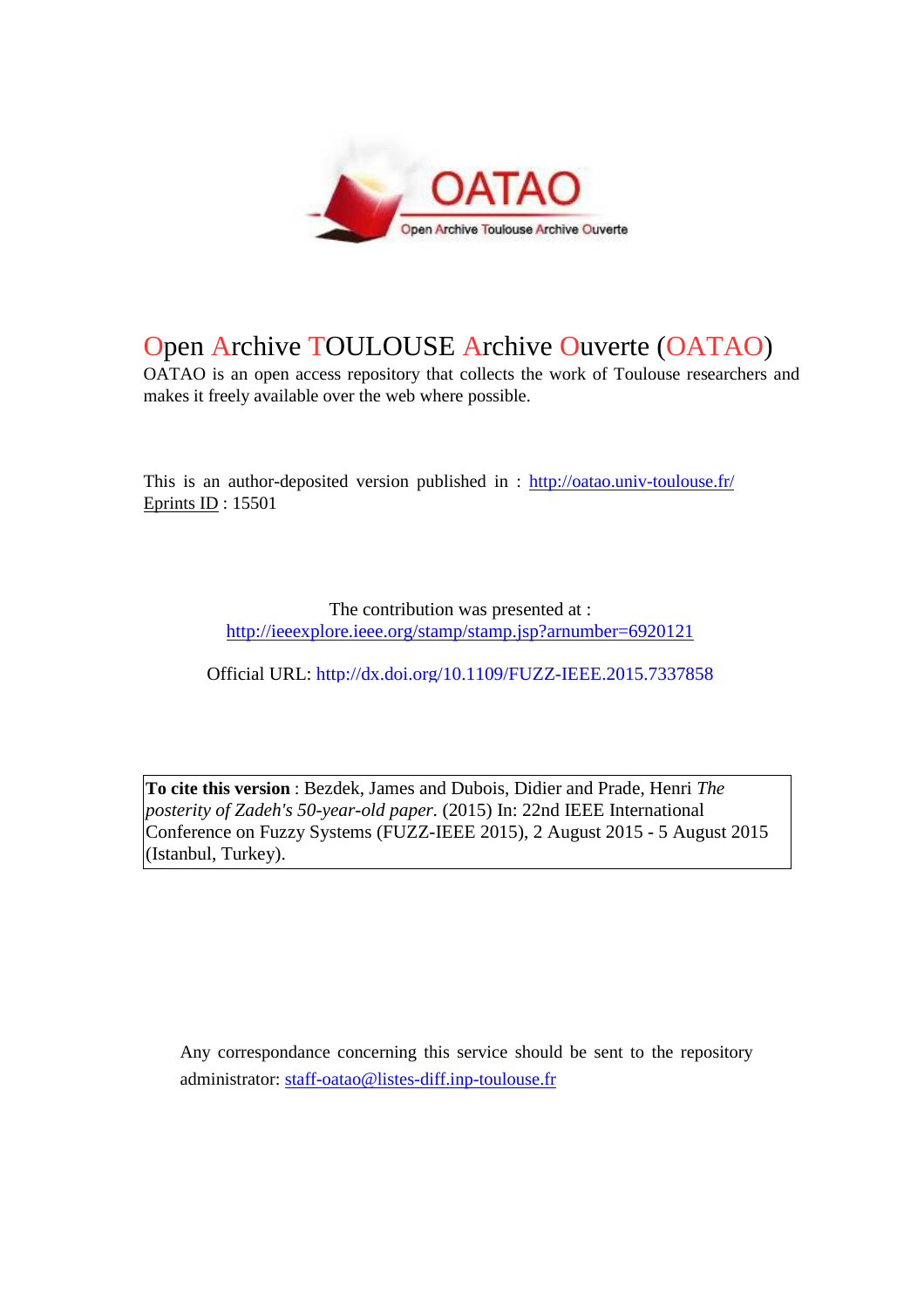# Open Archive TOULOUSE Archive Ouverte (OATAO)

OATAO is an open access repository that collects the work of Toulouse researchers and makes it freely available over the web where possible.

This is an author-deposited version published in : http://oatao.univ-toulouse.fr/
Eprints ID : 15501

The contribution was presented at :
http://ieeexplore.ieee.org/stamp/stamp.jsp?arnumber=6920121

Official URL: http://dx.doi.org/10.1109/FUZZ-IEEE.2015.7337858

**To cite this version** : Bezdek, James and Dubois, Didier and Prade, Henri *The posterity of Zadeh's 50-year-old paper.* (2015) In: 22nd IEEE International Conference on Fuzzy Systems (FUZZ-IEEE 2015), 2 August 2015 - 5 August 2015 (Istanbul, Turkey).

Any correspondance concerning this service should be sent to the repository administrator: staff-oatao@listes-diff.inp-toulouse.fr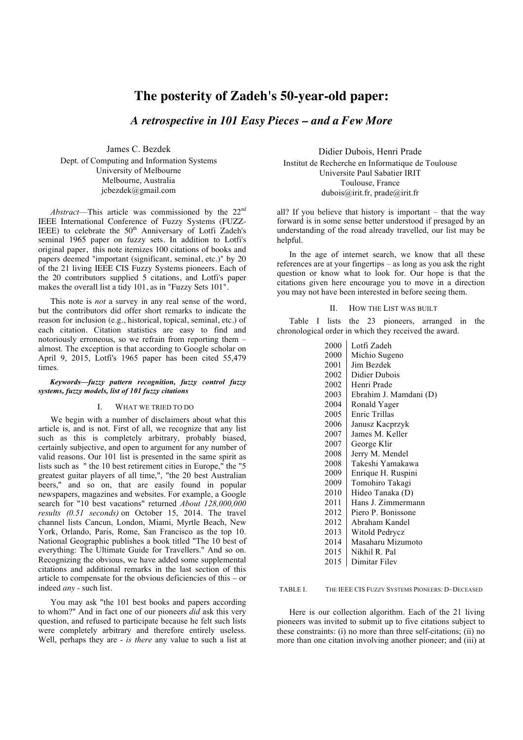# The posterity of Zadeh's 50-year-old paper:

## *A retrospective in 101 Easy Pieces – and a Few More*

James C. Bezdek
Dept. of Computing and Information Systems
University of Melbourne
Melbourne, Australia
jcbezdek@gmail.com

Didier Dubois, Henri Prade
Institut de Recherche en Informatique de Toulouse
Universite Paul Sabatier IRIT
Toulouse, France
dubois@irit.fr, prade@irit.fr

*Abstract*—This article was commissioned by the 22nd IEEE International Conference of Fuzzy Systems (FUZZ-IEEE) to celebrate the 50th Anniversary of Lotfi Zadeh's seminal 1965 paper on fuzzy sets. In addition to Lotfi's original paper, this note itemizes 100 citations of books and papers deemed "important (significant, seminal, etc.)" by 20 of the 21 living IEEE CIS Fuzzy Systems pioneers. Each of the 20 contributors supplied 5 citations, and Lotfi's paper makes the overall list a tidy 101, as in "Fuzzy Sets 101".

This note is *not* a survey in any real sense of the word, but the contributors did offer short remarks to indicate the reason for inclusion (e.g., historical, topical, seminal, etc.) of each citation. Citation statistics are easy to find and notoriously erroneous, so we refrain from reporting them – almost. The exception is that according to Google scholar on April 9, 2015, Lotfi's 1965 paper has been cited 55,479 times.

***Keywords—fuzzy pattern recognition, fuzzy control fuzzy systems, fuzzy models, list of 101 fuzzy citations***

### I. What we tried to do

We begin with a number of disclaimers about what this article is, and is not. First of all, we recognize that any list such as this is completely arbitrary, probably biased, certainly subjective, and open to argument for any number of valid reasons. Our 101 list is presented in the same spirit as lists such as " the 10 best retirement cities in Europe," the "5 greatest guitar players of all time,", "the 20 best Australian beers," and so on, that are easily found in popular newspapers, magazines and websites. For example, a Google search for "10 best vacations" returned *About 128,000,000 results (0.51 seconds)* on October 15, 2014. The travel channel lists Cancun, London, Miami, Myrtle Beach, New York, Orlando, Paris, Rome, San Francisco as the top 10. National Geographic publishes a book titled "The 10 best of everything: The Ultimate Guide for Travellers." And so on. Recognizing the obvious, we have added some supplemental citations and additional remarks in the last section of this article to compensate for the obvious deficiencies of this – or indeed *any* - such list.

You may ask "the 101 best books and papers according to whom?" And in fact one of our pioneers *did* ask this very question, and refused to participate because he felt such lists were completely arbitrary and therefore entirely useless. Well, perhaps they are - *is there* any value to such a list at all? If you believe that history is important – that the way forward is in some sense better understood if presaged by an understanding of the road already travelled, our list may be helpful.

In the age of internet search, we know that all these references are at your fingertips – as long as you ask the right question or know what to look for. Our hope is that the citations given here encourage you to move in a direction you may not have been interested in before seeing them.

### II. How the List was built

Table I lists the 23 pioneers, arranged in the chronological order in which they received the award.

| Year | Pioneer |
|---|---|
| 2000 | Lotfi Zadeh |
| 2000 | Michio Sugeno |
| 2001 | Jim Bezdek |
| 2002 | Didier Dubois |
| 2002 | Henri Prade |
| 2003 | Ebrahim J. Mamdani (D) |
| 2004 | Ronald Yager |
| 2005 | Enric Trillas |
| 2006 | Janusz Kacprzyk |
| 2007 | James M. Keller |
| 2007 | George Klir |
| 2008 | Jerry M. Mendel |
| 2008 | Takeshi Yamakawa |
| 2009 | Enrique H. Ruspini |
| 2009 | Tomohiro Takagi |
| 2010 | Hideo Tanaka (D) |
| 2011 | Hans J. Zimmermann |
| 2012 | Piero P. Bonissone |
| 2012 | Abraham Kandel |
| 2013 | Witold Pedrycz |
| 2014 | Masaharu Mizumoto |
| 2015 | Nikhil R. Pal |
| 2015 | Dimitar Filev |

TABLE I. The IEEE CIS Fuzzy Systems Pioneers: D~Deceased

Here is our collection algorithm. Each of the 21 living pioneers was invited to submit up to five citations subject to these constraints: (i) no more than three self-citations; (ii) no more than one citation involving another pioneer; and (iii) at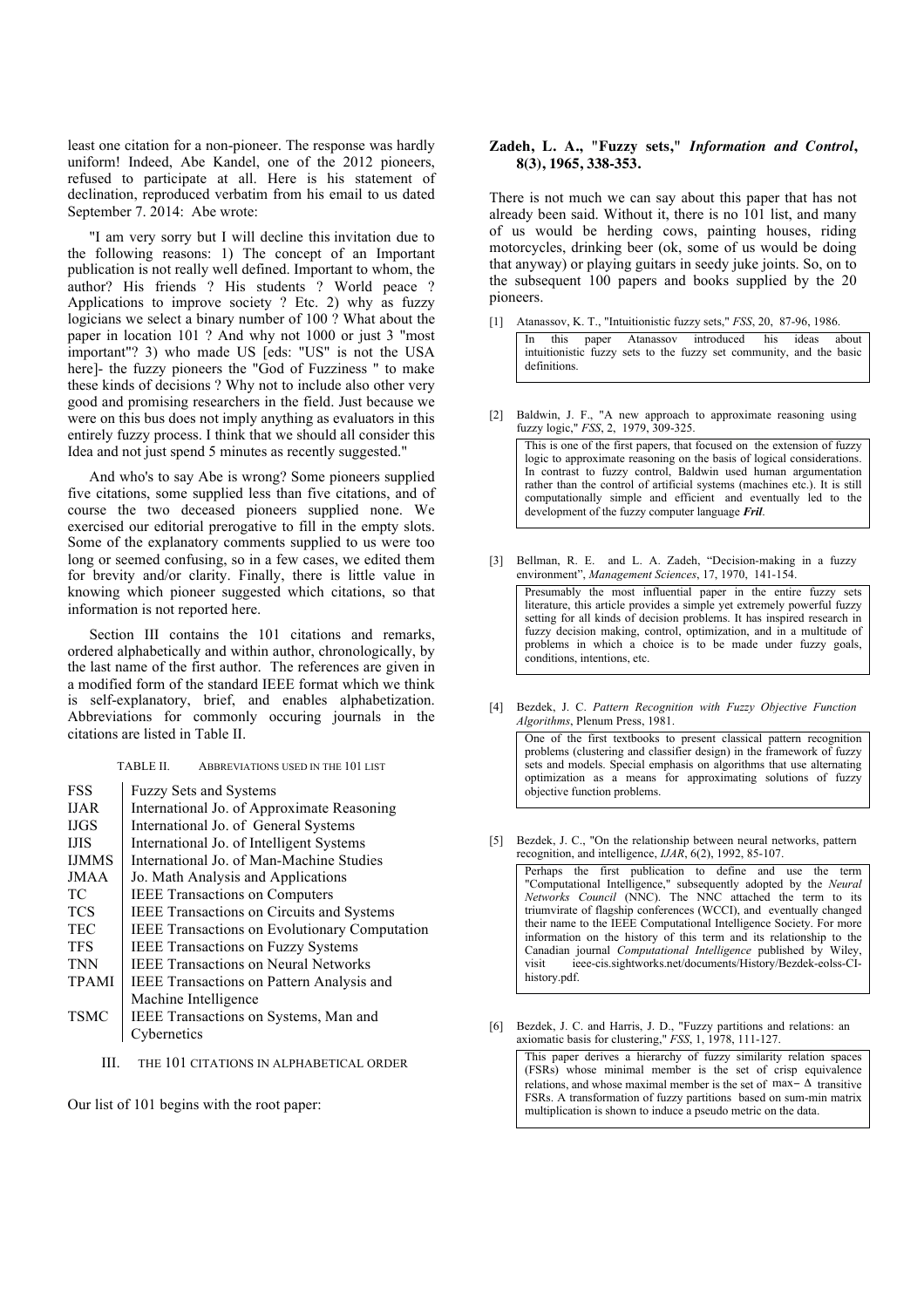least one citation for a non-pioneer. The response was hardly uniform! Indeed, Abe Kandel, one of the 2012 pioneers, refused to participate at all. Here is his statement of declination, reproduced verbatim from his email to us dated September 7. 2014: Abe wrote:

"I am very sorry but I will decline this invitation due to the following reasons: 1) The concept of an Important publication is not really well defined. Important to whom, the author? His friends ? His students ? World peace ? Applications to improve society ? Etc. 2) why as fuzzy logicians we select a binary number of 100 ? What about the paper in location 101 ? And why not 1000 or just 3 "most important"? 3) who made US [eds: "US" is not the USA here]- the fuzzy pioneers the "God of Fuzziness " to make these kinds of decisions ? Why not to include also other very good and promising researchers in the field. Just because we were on this bus does not imply anything as evaluators in this entirely fuzzy process. I think that we should all consider this Idea and not just spend 5 minutes as recently suggested."

And who's to say Abe is wrong? Some pioneers supplied five citations, some supplied less than five citations, and of course the two deceased pioneers supplied none. We exercised our editorial prerogative to fill in the empty slots. Some of the explanatory comments supplied to us were too long or seemed confusing, so in a few cases, we edited them for brevity and/or clarity. Finally, there is little value in knowing which pioneer suggested which citations, so that information is not reported here.

Section III contains the 101 citations and remarks, ordered alphabetically and within author, chronologically, by the last name of the first author. The references are given in a modified form of the standard IEEE format which we think is self-explanatory, brief, and enables alphabetization. Abbreviations for commonly occuring journals in the citations are listed in Table II.

TABLE II. ABBREVIATIONS USED IN THE 101 LIST

| Abbreviation | Journal |
|---|---|
| FSS | Fuzzy Sets and Systems |
| IJAR | International Jo. of Approximate Reasoning |
| IJGS | International Jo. of General Systems |
| IJIS | International Jo. of Intelligent Systems |
| IJMMS | International Jo. of Man-Machine Studies |
| JMAA | Jo. Math Analysis and Applications |
| TC | IEEE Transactions on Computers |
| TCS | IEEE Transactions on Circuits and Systems |
| TEC | IEEE Transactions on Evolutionary Computation |
| TFS | IEEE Transactions on Fuzzy Systems |
| TNN | IEEE Transactions on Neural Networks |
| TPAMI | IEEE Transactions on Pattern Analysis and Machine Intelligence |
| TSMC | IEEE Transactions on Systems, Man and Cybernetics |

## III. THE 101 CITATIONS IN ALPHABETICAL ORDER

Our list of 101 begins with the root paper:

**Zadeh, L. A., "Fuzzy sets," *Information and Control*, 8(3), 1965, 338-353.**

There is not much we can say about this paper that has not already been said. Without it, there is no 101 list, and many of us would be herding cows, painting houses, riding motorcycles, drinking beer (ok, some of us would be doing that anyway) or playing guitars in seedy juke joints. So, on to the subsequent 100 papers and books supplied by the 20 pioneers.

[1] Atanassov, K. T., "Intuitionistic fuzzy sets," *FSS*, 20, 87-96, 1986.

> In this paper Atanassov introduced his ideas about intuitionistic fuzzy sets to the fuzzy set community, and the basic definitions.

[2] Baldwin, J. F., "A new approach to approximate reasoning using fuzzy logic," *FSS*, 2, 1979, 309-325.

> This is one of the first papers, that focused on the extension of fuzzy logic to approximate reasoning on the basis of logical considerations. In contrast to fuzzy control, Baldwin used human argumentation rather than the control of artificial systems (machines etc.). It is still computationally simple and efficient and eventually led to the development of the fuzzy computer language ***Fril***.

[3] Bellman, R. E. and L. A. Zadeh, "Decision-making in a fuzzy environment", *Management Sciences*, 17, 1970, 141-154.

> Presumably the most influential paper in the entire fuzzy sets literature, this article provides a simple yet extremely powerful fuzzy setting for all kinds of decision problems. It has inspired research in fuzzy decision making, control, optimization, and in a multitude of problems in which a choice is to be made under fuzzy goals, conditions, intentions, etc.

[4] Bezdek, J. C. *Pattern Recognition with Fuzzy Objective Function Algorithms*, Plenum Press, 1981.

> One of the first textbooks to present classical pattern recognition problems (clustering and classifier design) in the framework of fuzzy sets and models. Special emphasis on algorithms that use alternating optimization as a means for approximating solutions of fuzzy objective function problems.

[5] Bezdek, J. C., "On the relationship between neural networks, pattern recognition, and intelligence, *IJAR*, 6(2), 1992, 85-107.

> Perhaps the first publication to define and use the term "Computational Intelligence," subsequently adopted by the *Neural Networks Council* (NNC). The NNC attached the term to its triumvirate of flagship conferences (WCCI), and eventually changed their name to the IEEE Computational Intelligence Society. For more information on the history of this term and its relationship to the Canadian journal *Computational Intelligence* published by Wiley, visit ieee-cis.sightworks.net/documents/History/Bezdek-eolss-CI-history.pdf.

[6] Bezdek, J. C. and Harris, J. D., "Fuzzy partitions and relations: an axiomatic basis for clustering," *FSS*, 1, 1978, 111-127.

> This paper derives a hierarchy of fuzzy similarity relation spaces (FSRs) whose minimal member is the set of crisp equivalence relations, and whose maximal member is the set of $\max-\Delta$ transitive FSRs. A transformation of fuzzy partitions based on sum-min matrix multiplication is shown to induce a pseudo metric on the data.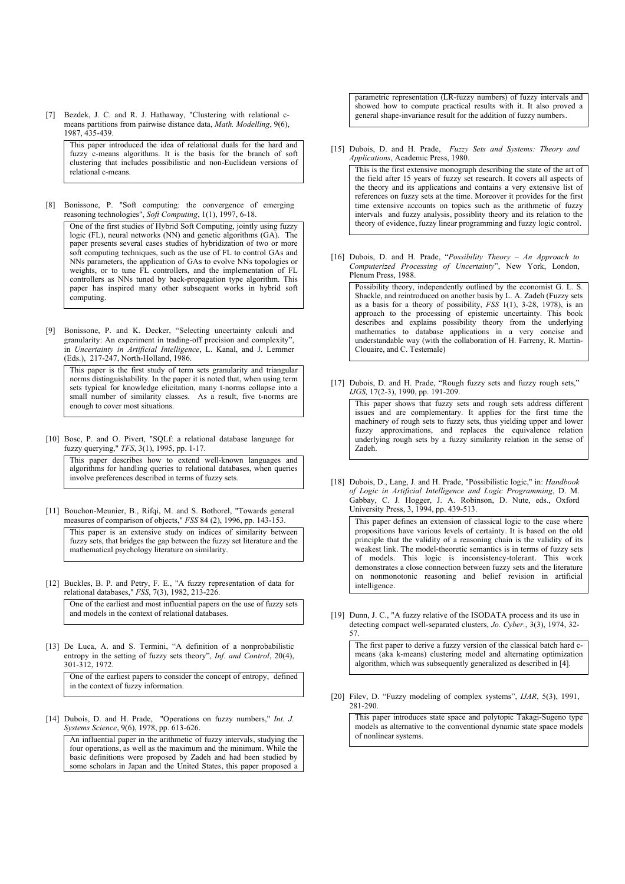[7] Bezdek, J. C. and R. J. Hathaway, "Clustering with relational c-means partitions from pairwise distance data, *Math. Modelling*, 9(6), 1987, 435-439.

> This paper introduced the idea of relational duals for the hard and fuzzy c-means algorithms. It is the basis for the branch of soft clustering that includes possibilistic and non-Euclidean versions of relational c-means.

[8] Bonissone, P. "Soft computing: the convergence of emerging reasoning technologies", *Soft Computing*, 1(1), 1997, 6-18.

> One of the first studies of Hybrid Soft Computing, jointly using fuzzy logic (FL), neural networks (NN) and genetic algorithms (GA). The paper presents several cases studies of hybridization of two or more soft computing techniques, such as the use of FL to control GAs and NNs parameters, the application of GAs to evolve NNs topologies or weights, or to tune FL controllers, and the implementation of FL controllers as NNs tuned by back-propagation type algorithm. This paper has inspired many other subsequent works in hybrid soft computing.

[9] Bonissone, P. and K. Decker, "Selecting uncertainty calculi and granularity: An experiment in trading-off precision and complexity", in *Uncertainty in Artificial Intelligence*, L. Kanal, and J. Lemmer (Eds.), 217-247, North-Holland, 1986.

> This paper is the first study of term sets granularity and triangular norms distinguishability. In the paper it is noted that, when using term sets typical for knowledge elicitation, many t-norms collapse into a small number of similarity classes. As a result, five t-norms are enough to cover most situations.

[10] Bosc, P. and O. Pivert, "SQLf: a relational database language for fuzzy querying," *TFS*, 3(1), 1995, pp. 1-17.

> This paper describes how to extend well-known languages and algorithms for handling queries to relational databases, when queries involve preferences described in terms of fuzzy sets.

[11] Bouchon-Meunier, B., Rifqi, M. and S. Bothorel, "Towards general measures of comparison of objects," *FSS* 84 (2), 1996, pp. 143-153.

> This paper is an extensive study on indices of similarity between fuzzy sets, that bridges the gap between the fuzzy set literature and the mathematical psychology literature on similarity.

[12] Buckles, B. P. and Petry, F. E., "A fuzzy representation of data for relational databases," *FSS*, 7(3), 1982, 213-226.

> One of the earliest and most influential papers on the use of fuzzy sets and models in the context of relational databases.

[13] De Luca, A. and S. Termini, "A definition of a nonprobabilistic entropy in the setting of fuzzy sets theory", *Inf. and Control*, 20(4), 301-312, 1972.

> One of the earliest papers to consider the concept of entropy, defined in the context of fuzzy information.

[14] Dubois, D. and H. Prade, "Operations on fuzzy numbers," *Int. J. Systems Science*, 9(6), 1978, pp. 613-626.

> An influential paper in the arithmetic of fuzzy intervals, studying the four operations, as well as the maximum and the minimum. While the basic definitions were proposed by Zadeh and had been studied by some scholars in Japan and the United States, this paper proposed a parametric representation (LR-fuzzy numbers) of fuzzy intervals and showed how to compute practical results with it. It also proved a general shape-invariance result for the addition of fuzzy numbers.

[15] Dubois, D. and H. Prade, *Fuzzy Sets and Systems: Theory and Applications*, Academic Press, 1980.

> This is the first extensive monograph describing the state of the art of the field after 15 years of fuzzy set research. It covers all aspects of the theory and its applications and contains a very extensive list of references on fuzzy sets at the time. Moreover it provides for the first time extensive accounts on topics such as the arithmetic of fuzzy intervals and fuzzy analysis, possiblity theory and its relation to the theory of evidence, fuzzy linear programming and fuzzy logic control.

[16] Dubois, D. and H. Prade, "*Possibility Theory – An Approach to Computerized Processing of Uncertainty*", New York, London, Plenum Press, 1988.

> Possibility theory, independently outlined by the economist G. L. S. Shackle, and reintroduced on another basis by L. A. Zadeh (Fuzzy sets as a basis for a theory of possibility, *FSS* 1(1), 3-28, 1978), is an approach to the processing of epistemic uncertainty. This book describes and explains possibility theory from the underlying mathematics to database applications in a very concise and understandable way (with the collaboration of H. Farreny, R. Martin-Clouaire, and C. Testemale)

[17] Dubois, D. and H. Prade, "Rough fuzzy sets and fuzzy rough sets," *IJGS,* 17(2-3), 1990, pp. 191-209.

> This paper shows that fuzzy sets and rough sets address different issues and are complementary. It applies for the first time the machinery of rough sets to fuzzy sets, thus yielding upper and lower fuzzy approximations, and replaces the equivalence relation underlying rough sets by a fuzzy similarity relation in the sense of Zadeh.

[18] Dubois, D., Lang, J. and H. Prade, "Possibilistic logic," in: *Handbook of Logic in Artificial Intelligence and Logic Programming*, D. M. Gabbay, C. J. Hogger, J. A. Robinson, D. Nute, eds., Oxford University Press, 3, 1994, pp. 439-513.

> This paper defines an extension of classical logic to the case where propositions have various levels of certainty. It is based on the old principle that the validity of a reasoning chain is the validity of its weakest link. The model-theoretic semantics is in terms of fuzzy sets of models. This logic is inconsistency-tolerant. This work demonstrates a close connection between fuzzy sets and the literature on nonmonotonic reasoning and belief revision in artificial intelligence.

[19] Dunn, J. C., "A fuzzy relative of the ISODATA process and its use in detecting compact well-separated clusters, *Jo. Cyber.*, 3(3), 1974, 32-57.

> The first paper to derive a fuzzy version of the classical batch hard c-means (aka k-means) clustering model and alternating optimization algorithm, which was subsequently generalized as described in [4].

[20] Filev, D. "Fuzzy modeling of complex systems", *IJAR*, 5(3), 1991, 281-290.

> This paper introduces state space and polytopic Takagi-Sugeno type models as alternative to the conventional dynamic state space models of nonlinear systems.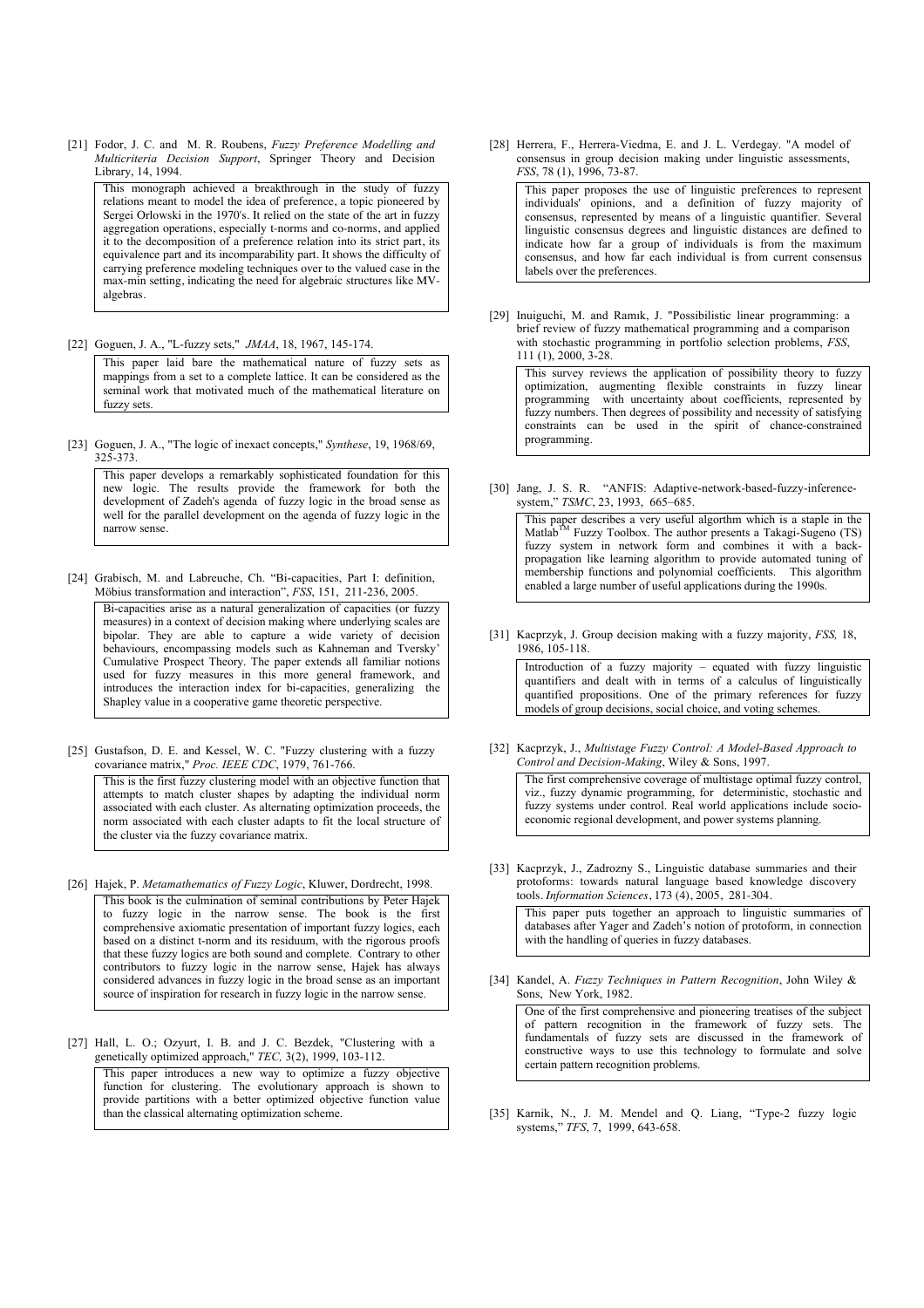[21] Fodor, J. C. and M. R. Roubens, *Fuzzy Preference Modelling and Multicriteria Decision Support*, Springer Theory and Decision Library, 14, 1994.

> This monograph achieved a breakthrough in the study of fuzzy relations meant to model the idea of preference, a topic pioneered by Sergei Orlowski in the 1970's. It relied on the state of the art in fuzzy aggregation operations, especially t-norms and co-norms, and applied it to the decomposition of a preference relation into its strict part, its equivalence part and its incomparability part. It shows the difficulty of carrying preference modeling techniques over to the valued case in the max-min setting, indicating the need for algebraic structures like MV-algebras.

[22] Goguen, J. A., "L-fuzzy sets," *JMAA*, 18, 1967, 145-174.

> This paper laid bare the mathematical nature of fuzzy sets as mappings from a set to a complete lattice. It can be considered as the seminal work that motivated much of the mathematical literature on fuzzy sets.

[23] Goguen, J. A., "The logic of inexact concepts," *Synthese*, 19, 1968/69, 325-373.

> This paper develops a remarkably sophisticated foundation for this new logic. The results provide the framework for both the development of Zadeh's agenda of fuzzy logic in the broad sense as well for the parallel development on the agenda of fuzzy logic in the narrow sense.

[24] Grabisch, M. and Labreuche, Ch. "Bi-capacities, Part I: definition, Möbius transformation and interaction", *FSS*, 151, 211-236, 2005.

> Bi-capacities arise as a natural generalization of capacities (or fuzzy measures) in a context of decision making where underlying scales are bipolar. They are able to capture a wide variety of decision behaviours, encompassing models such as Kahneman and Tversky' Cumulative Prospect Theory. The paper extends all familiar notions used for fuzzy measures in this more general framework, and introduces the interaction index for bi-capacities, generalizing the Shapley value in a cooperative game theoretic perspective.

[25] Gustafson, D. E. and Kessel, W. C. "Fuzzy clustering with a fuzzy covariance matrix," *Proc. IEEE CDC*, 1979, 761-766.

> This is the first fuzzy clustering model with an objective function that attempts to match cluster shapes by adapting the individual norm associated with each cluster. As alternating optimization proceeds, the norm associated with each cluster adapts to fit the local structure of the cluster via the fuzzy covariance matrix.

[26] Hajek, P. *Metamathematics of Fuzzy Logic*, Kluwer, Dordrecht, 1998.

> This book is the culmination of seminal contributions by Peter Hajek to fuzzy logic in the narrow sense. The book is the first comprehensive axiomatic presentation of important fuzzy logics, each based on a distinct t-norm and its residuum, with the rigorous proofs that these fuzzy logics are both sound and complete. Contrary to other contributors to fuzzy logic in the narrow sense, Hajek has always considered advances in fuzzy logic in the broad sense as an important source of inspiration for research in fuzzy logic in the narrow sense.

[27] Hall, L. O.; Ozyurt, I. B. and J. C. Bezdek, "Clustering with a genetically optimized approach," *TEC,* 3(2), 1999, 103-112.

> This paper introduces a new way to optimize a fuzzy objective function for clustering. The evolutionary approach is shown to provide partitions with a better optimized objective function value than the classical alternating optimization scheme.

[28] Herrera, F., Herrera-Viedma, E. and J. L. Verdegay. "A model of consensus in group decision making under linguistic assessments, *FSS*, 78 (1), 1996, 73-87.

> This paper proposes the use of linguistic preferences to represent individuals' opinions, and a definition of fuzzy majority of consensus, represented by means of a linguistic quantifier. Several linguistic consensus degrees and linguistic distances are defined to indicate how far a group of individuals is from the maximum consensus, and how far each individual is from current consensus labels over the preferences.

[29] Inuiguchi, M. and Ramık, J. "Possibilistic linear programming: a brief review of fuzzy mathematical programming and a comparison with stochastic programming in portfolio selection problems, *FSS*, 111 (1), 2000, 3-28.

> This survey reviews the application of possibility theory to fuzzy optimization, augmenting flexible constraints in fuzzy linear programming with uncertainty about coefficients, represented by fuzzy numbers. Then degrees of possibility and necessity of satisfying constraints can be used in the spirit of chance-constrained programming.

[30] Jang, J. S. R. "ANFIS: Adaptive-network-based-fuzzy-inference-system," *TSMC*, 23, 1993, 665–685.

> This paper describes a very useful algorthm which is a staple in the Matlab™ Fuzzy Toolbox. The author presents a Takagi-Sugeno (TS) fuzzy system in network form and combines it with a back-propagation like learning algorithm to provide automated tuning of membership functions and polynomial coefficients. This algorithm enabled a large number of useful applications during the 1990s.

[31] Kacprzyk, J. Group decision making with a fuzzy majority, *FSS,* 18, 1986, 105-118.

> Introduction of a fuzzy majority – equated with fuzzy linguistic quantifiers and dealt with in terms of a calculus of linguistically quantified propositions. One of the primary references for fuzzy models of group decisions, social choice, and voting schemes.

[32] Kacprzyk, J., *Multistage Fuzzy Control: A Model-Based Approach to Control and Decision-Making*, Wiley & Sons, 1997.

> The first comprehensive coverage of multistage optimal fuzzy control, viz., fuzzy dynamic programming, for deterministic, stochastic and fuzzy systems under control. Real world applications include socio-economic regional development, and power systems planning.

[33] Kacprzyk, J., Zadrozny S., Linguistic database summaries and their protoforms: towards natural language based knowledge discovery tools. *Information Sciences*, 173 (4), 2005, 281-304.

> This paper puts together an approach to linguistic summaries of databases after Yager and Zadeh's notion of protoform, in connection with the handling of queries in fuzzy databases.

[34] Kandel, A. *Fuzzy Techniques in Pattern Recognition*, John Wiley & Sons, New York, 1982.

> One of the first comprehensive and pioneering treatises of the subject of pattern recognition in the framework of fuzzy sets. The fundamentals of fuzzy sets are discussed in the framework of constructive ways to use this technology to formulate and solve certain pattern recognition problems.

[35] Karnik, N., J. M. Mendel and Q. Liang, "Type-2 fuzzy logic systems," *TFS*, 7, 1999, 643-658.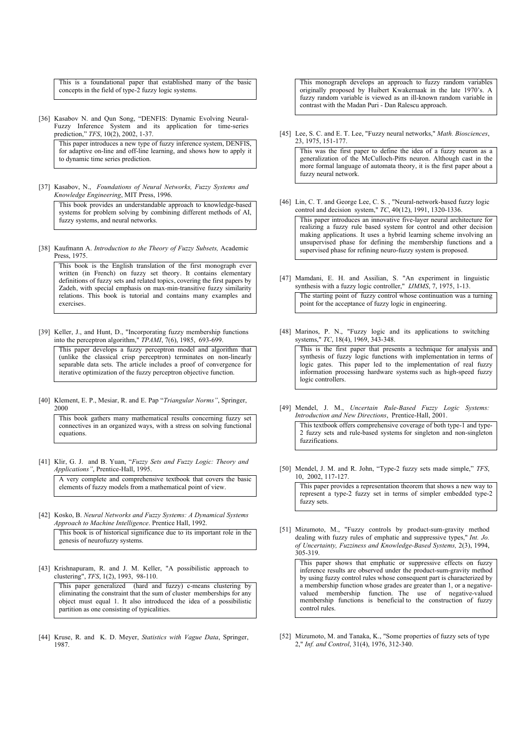This is a foundational paper that established many of the basic concepts in the field of type-2 fuzzy logic systems.

[36] Kasabov N. and Qun Song, "DENFIS: Dynamic Evolving Neural-Fuzzy Inference System and its application for time-series prediction," *TFS*, 10(2), 2002, 1-37.

This paper introduces a new type of fuzzy inference system, DENFIS, for adaptive on-line and off-line learning, and shows how to apply it to dynamic time series prediction.

[37] Kasabov, N., *Foundations of Neural Networks, Fuzzy Systems and Knowledge Engineering*, MIT Press, 1996.

This book provides an understandable approach to knowledge-based systems for problem solving by combining different methods of AI, fuzzy systems, and neural networks.

[38] Kaufmann A. *Introduction to the Theory of Fuzzy Subsets,* Academic Press, 1975.

This book is the English translation of the first monograph ever written (in French) on fuzzy set theory. It contains elementary definitions of fuzzy sets and related topics, covering the first papers by Zadeh, with special emphasis on max-min-transitive fuzzy similarity relations. This book is tutorial and contains many examples and exercises.

[39] Keller, J., and Hunt, D., "Incorporating fuzzy membership functions into the perceptron algorithm," *TPAMI*, 7(6), 1985, 693-699.

This paper develops a fuzzy perceptron model and algorithm that (unlike the classical crisp perceptron) terminates on non-linearly separable data sets. The article includes a proof of convergence for iterative optimization of the fuzzy perceptron objective function.

[40] Klement, E. P., Mesiar, R. and E. Pap "*Triangular Norms"*, Springer, 2000

This book gathers many mathematical results concerning fuzzy set connectives in an organized ways, with a stress on solving functional equations.

[41] Klir, G. J. and B. Yuan, "*Fuzzy Sets and Fuzzy Logic: Theory and Applications"*, Prentice-Hall, 1995.

A very complete and comprehensive textbook that covers the basic elements of fuzzy models from a mathematical point of view.

[42] Kosko, B. *Neural Networks and Fuzzy Systems: A Dynamical Systems Approach to Machine Intelligence*. Prentice Hall, 1992.

This book is of historical significance due to its important role in the genesis of neurofuzzy systems.

[43] Krishnapuram, R. and J. M. Keller, "A possibilistic approach to clustering", *TFS*, 1(2), 1993, 98-110.

This paper generalized (hard and fuzzy) c-means clustering by eliminating the constraint that the sum of cluster memberships for any object must equal 1. It also introduced the idea of a possibilistic partition as one consisting of typicalities.

[44] Kruse, R. and K. D. Meyer, *Statistics with Vague Data*, Springer, 1987.

This monograph develops an approach to fuzzy random variables originally proposed by Huibert Kwakernaak in the late 1970's. A fuzzy random variable is viewed as an ill-known random variable in contrast with the Madan Puri - Dan Ralescu approach.

[45] Lee, S. C. and E. T. Lee, "Fuzzy neural networks," *Math. Biosciences*, 23, 1975, 151-177.

This was the first paper to define the idea of a fuzzy neuron as a generalization of the McCulloch-Pitts neuron. Although cast in the more formal language of automata theory, it is the first paper about a fuzzy neural network.

[46] Lin, C. T. and George Lee, C. S. , "Neural-network-based fuzzy logic control and decision system," *TC*, 40(12), 1991, 1320-1336.

This paper introduces an innovative five-layer neural architecture for realizing a fuzzy rule based system for control and other decision making applications. It uses a hybrid learning scheme involving an unsupervised phase for defining the membership functions and a supervised phase for refining neuro-fuzzy system is proposed.

[47] Mamdani, E. H. and Assilian, S. "An experiment in linguistic synthesis with a fuzzy logic controller," *IJMMS*, 7, 1975, 1-13.

The starting point of fuzzy control whose continuation was a turning point for the acceptance of fuzzy logic in engineering.

[48] Marinos, P. N., "Fuzzy logic and its applications to switching systems," *TC*, 18(4), 1969, 343-348.

This is the first paper that presents a technique for analysis and synthesis of fuzzy logic functions with implementation in terms of logic gates. This paper led to the implementation of real fuzzy information processing hardware systems such as high-speed fuzzy logic controllers.

[49] Mendel, J. M., *Uncertain Rule-Based Fuzzy Logic Systems: Introduction and New Directions*, Prentice-Hall, 2001.

This textbook offers comprehensive coverage of both type-1 and type-2 fuzzy sets and rule-based systems for singleton and non-singleton fuzzifications.

[50] Mendel, J. M. and R. John, "Type-2 fuzzy sets made simple," *TFS*, 10, 2002, 117-127.

This paper provides a representation theorem that shows a new way to represent a type-2 fuzzy set in terms of simpler embedded type-2 fuzzy sets.

[51] Mizumoto, M., "Fuzzy controls by product-sum-gravity method dealing with fuzzy rules of emphatic and suppressive types," *Int. Jo. of Uncertainty, Fuzziness and Knowledge-Based Systems,* 2(3), 1994, 305-319.

This paper shows that emphatic or suppressive effects on fuzzy inference results are observed under the product-sum-gravity method by using fuzzy control rules whose consequent part is characterized by a membership function whose grades are greater than 1, or a negative-valued membership function. The use of negative-valued membership functions is beneficial to the construction of fuzzy control rules.

[52] Mizumoto, M. and Tanaka, K., "Some properties of fuzzy sets of type 2," *Inf. and Control*, 31(4), 1976, 312-340.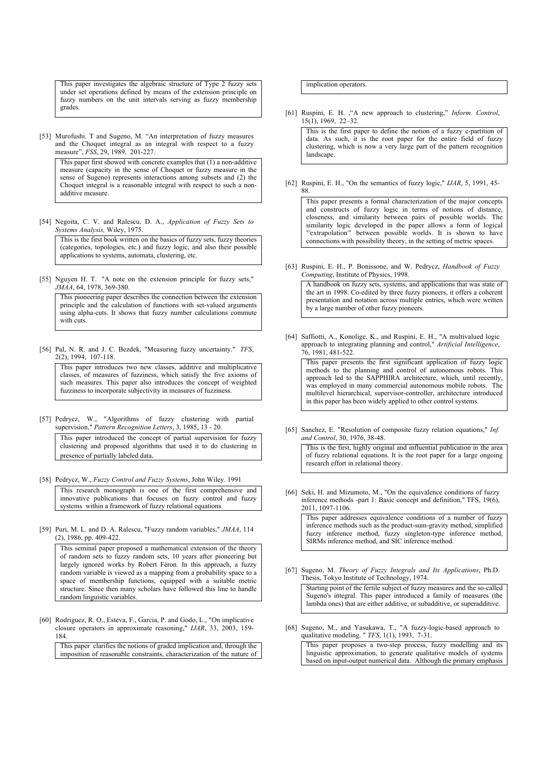This paper investigates the algebraic structure of Type 2 fuzzy sets under set operations defined by means of the extension principle on fuzzy numbers on the unit intervals serving as fuzzy membership grades.

[53] Murofushi. T and Sugeno, M. "An interpretation of fuzzy measures and the Choquet integral as an integral with respect to a fuzzy measure", *FSS*, 29, 1989, 201-227.

This paper first showed with concrete examples that (1) a non-additive measure (capacity in the sense of Choquet or fuzzy measure in the sense of Sugeno) represents interactions among subsets and (2) the Choquet integral is a reasonable integral with respect to such a non-additive measure.

[54] Negoita, C. V. and Ralescu, D. A., *Application of Fuzzy Sets to Systems Analysis,* Wiley, 1975.

This is the first book written on the basics of fuzzy sets, fuzzy theories (categories, topologies, etc.) and fuzzy logic, and also their possible applications to systems, automata, clustering, etc.

[55] Nguyen H. T. "A note on the extension principle for fuzzy sets," *JMAA*, 64, 1978, 369-380.

This pioneering paper describes the connection between the extension principle and the calculation of functions with set-valued arguments using alpha-cuts. It shows that fuzzy number calculations commute with cuts.

[56] Pal, N. R. and J. C. Bezdek, "Measuring fuzzy uncertainty." *TFS*, 2(2), 1994, 107-118.

This paper introduces two new classes, additive and multiplicative classes, of measures of fuzziness, which satisfy the five axioms of such measures. This paper also introduces the concept of weighted fuzziness to incorporate subjectivity in measures of fuzziness.

[57] Pedrycz, W., "Algorithms of fuzzy clustering with partial supervision," *Pattern Recognition Letters*, 3, 1985, 13 - 20.

This paper introduced the concept of partial supervision for fuzzy clustering and proposed algorithms that used it to do clustering in presence of partially labeled data.

[58] Pedrycz, W., *Fuzzy Control and Fuzzy Systems*, John Wiley. 1991

This research monograph is one of the first comprehensive and innovative publications that focuses on fuzzy control and fuzzy systems within a framework of fuzzy relational equations.

[59] Puri, M. L. and D. A. Ralescu, "Fuzzy random variables," *JMAA*, 114 (2), 1986, pp. 409-422.

This seminal paper proposed a mathematical extension of the theory of random sets to fuzzy random sets, 10 years after pioneering but largely ignored works by Robert Féron. In this approach, a fuzzy random variable is viewed as a mapping from a probability space to a space of membership functions, equipped with a suitable metric structure. Since then many scholars have followed this line to handle random linguistic variables.

[60] Rodriguez, R. O., Esteva, F., Garcia, P. and Godo, L., "On implicative closure operators in approximate reasoning," *IJAR*, 33, 2003, 159-184.

This paper clarifies the notions of graded implication and, through the imposition of reasonable constraints, characterization of the nature of implication operators.

[61] Ruspini, E. H. ,"A new approach to clustering," *Inform. Control*, 15(1), 1969, 22–32.

This is the first paper to define the notion of a fuzzy c-partition of data. As such, it is the root paper for the entire field of fuzzy clustering, which is now a very large part of the pattern recognition landscape.

[62] Ruspini, E. H., "On the semantics of fuzzy logic," *IJAR*, 5, 1991, 45-88.

This paper presents a formal characterization of the major concepts and constructs of fuzzy logic in terms of notions of distance, closeness, and similarity between pairs of possible worlds. The similarity logic developed in the paper allows a form of logical "'extrapolation'" between possible worlds. It is shown to have connections with possibility theory, in the setting of metric spaces.

[63] Ruspini, E. H., P. Bonissone, and W. Pedrycz, *Handbook of Fuzzy Computing*, Institute of Physics, 1998.

A handbook on fuzzy sets, systems, and applications that was state of the art in 1998. Co-edited by three fuzzy pioneers, it offers a coherent presentation and notation across multiple entries, which were written by a large number of other fuzzy pioneers.

[64] Saffiotti, A., Konolige, K., and Ruspini, E. H., "A multivalued logic approach to integrating planning and control," *Artificial Intelligence*, 76, 1981, 481-522.

This paper presents the first significant application of fuzzy logic methods to the planning and control of autonomous robots. This approach led to the SAPPHIRA architecture, which, until recently, was employed in many commercial autonomous mobile robots. The multilevel hierarchical, supervisor-controller, architecture introduced in this paper has been widely applied to other control systems.

[65] Sanchez, E. "Resolution of composite fuzzy relation equations," *Inf. and Control*, 30, 1976, 38-48.

This is the first, highly original and influential publication in the area of fuzzy relational equations. It is the root paper for a large ongoing research effort in relational theory.

[66] Seki, H. and Mizumoto, M., "On the equivalence conditions of fuzzy inference methods -part 1: Basic concept and definition," TFS, 19(6), 2011, 1097-1106.

This paper addresses equivalence conditions of a number of fuzzy inference methods such as the product-sum-gravity method, simplified fuzzy inference method, fuzzy singleton-type inference method, SIRMs inference method, and SIC inference method.

[67] Sugeno, M. *Theory of Fuzzy Integrals and Its Applications*, Ph.D. Thesis, Tokyo Institute of Technology, 1974.

Starting point of the fertile subject of fuzzy measures and the so-called Sugeno's integral. This paper introduced a family of measures (the lambda ones) that are either additive, or subadditive, or superadditive.

[68] Sugeno, M., and Yasukawa, T., "A fuzzy-logic-based approach to qualitative modeling. " *TFS*, 1(1), 1993, 7-31.

This paper proposes a two-step process, fuzzy modelling and its linguistic approximation, to generate qualitative models of systems based on input-output numerical data. Although the primary emphasis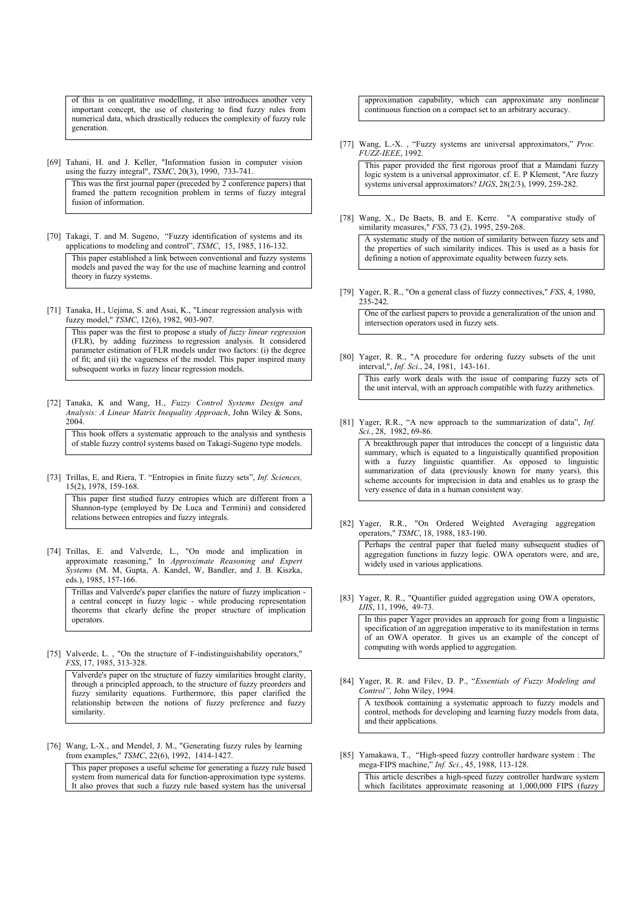of this is on qualitative modelling, it also introduces another very important concept, the use of clustering to find fuzzy rules from numerical data, which drastically reduces the complexity of fuzzy rule generation.

[69] Tahani, H. and J. Keller, "Information fusion in computer vision using the fuzzy integral", *TSMC*, 20(3), 1990, 733-741.

> This was the first journal paper (preceded by 2 conference papers) that framed the pattern recognition problem in terms of fuzzy integral fusion of information.

[70] Takagi, T. and M. Sugeno, "Fuzzy identification of systems and its applications to modeling and control", *TSMC*, 15, 1985, 116-132.

> This paper established a link between conventional and fuzzy systems models and paved the way for the use of machine learning and control theory in fuzzy systems.

[71] Tanaka, H., Uejima, S. and Asai, K., "Linear regression analysis with fuzzy model," *TSMC*, 12(6), 1982, 903-907.

> This paper was the first to propose a study of *fuzzy linear regression* (FLR), by adding fuzziness to regression analysis. It considered parameter estimation of FLR models under two factors: (i) the degree of fit; and (ii) the vagueness of the model. This paper inspired many subsequent works in fuzzy linear regression models.

[72] Tanaka, K and Wang, H., *Fuzzy Control Systems Design and Analysis: A Linear Matrix Inequality Approach*, John Wiley & Sons, 2004.

> This book offers a systematic approach to the analysis and synthesis of stable fuzzy control systems based on Takagi-Sugeno type models.

[73] Trillas, E. and Riera, T. "Entropies in finite fuzzy sets", *Inf. Sciences,* 15(2), 1978, 159-168.

> This paper first studied fuzzy entropies which are different from a Shannon-type (employed by De Luca and Termini) and considered relations between entropies and fuzzy integrals.

[74] Trillas, E. and Valverde, L., "On mode and implication in approximate reasoning," In *Approximate Reasoning and Expert Systems* (M. M, Gupta, A. Kandel, W, Bandler, and J. B. Kiszka, eds.), 1985, 157-166.

> Trillas and Valverde's paper clarifies the nature of fuzzy implication - a central concept in fuzzy logic - while producing representation theorems that clearly define the proper structure of implication operators.

[75] Valverde, L. , "On the structure of F-indistinguishability operators," *FSS*, 17, 1985, 313-328.

> Valverde's paper on the structure of fuzzy similarities brought clarity, through a principled approach, to the structure of fuzzy preorders and fuzzy similarity equations. Furthermore, this paper clarified the relationship between the notions of fuzzy preference and fuzzy similarity.

[76] Wang, L-X., and Mendel, J. M., "Generating fuzzy rules by learning from examples," *TSMC*, 22(6), 1992, 1414-1427.

> This paper proposes a useful scheme for generating a fuzzy rule based system from numerical data for function-approximation type systems. It also proves that such a fuzzy rule based system has the universal approximation capability, which can approximate any nonlinear continuous function on a compact set to an arbitrary accuracy.

[77] Wang, L.-X. , "Fuzzy systems are universal approximators," *Proc. FUZZ-IEEE*, 1992.

> This paper provided the first rigorous proof that a Mamdani fuzzy logic system is a universal approximator. cf. E. P Klement, "Are fuzzy systems universal approximators? *IJGS*, 28(2/3), 1999, 259-282.

[78] Wang, X., De Baets, B. and E. Kerre. "A comparative study of similarity measures," *FSS*, 73 (2), 1995, 259-268.

> A systematic study of the notion of similarity between fuzzy sets and the properties of such similarity indices. This is used as a basis for defining a notion of approximate equality between fuzzy sets.

[79] Yager, R. R., "On a general class of fuzzy connectives," *FSS*, 4, 1980, 235-242.

> One of the earliest papers to provide a generalization of the union and intersection operators used in fuzzy sets.

[80] Yager, R. R., "A procedure for ordering fuzzy subsets of the unit interval,", *Inf. Sci*., 24, 1981, 143-161.

> This early work deals with the issue of comparing fuzzy sets of the unit interval, with an approach compatible with fuzzy arithmetics.

[81] Yager, R.R., "A new approach to the summarization of data", *Inf. Sci.*, 28, 1982, 69-86.

> A breakthrough paper that introduces the concept of a linguistic data summary, which is equated to a linguistically quantified proposition with a fuzzy linguistic quantifier. As opposed to linguistic summarization of data (previously known for many years), this scheme accounts for imprecision in data and enables us to grasp the very essence of data in a human consistent way.

[82] Yager, R.R., "On Ordered Weighted Averaging aggregation operators," *TSMC*, 18, 1988, 183-190.

> Perhaps the central paper that fueled many subsequent studies of aggregation functions in fuzzy logic. OWA operators were, and are, widely used in various applications.

[83] Yager, R. R., "Quantifier guided aggregation using OWA operators, *IJIS*, 11, 1996, 49-73.

> In this paper Yager provides an approach for going from a linguistic specification of an aggregation imperative to its manifestation in terms of an OWA operator. It gives us an example of the concept of computing with words applied to aggregation.

[84] Yager, R. R. and Filev, D. P., "*Essentials of Fuzzy Modeling and Control",* John Wiley, 1994.

> A textbook containing a systematic approach to fuzzy models and control, methods for developing and learning fuzzy models from data, and their applications.

[85] Yamakawa, T., "High-speed fuzzy controller hardware system : The mega-FIPS machine," *Inf. Sci*., 45, 1988, 113-128.

> This article describes a high-speed fuzzy controller hardware system which facilitates approximate reasoning at 1,000,000 FIPS (fuzzy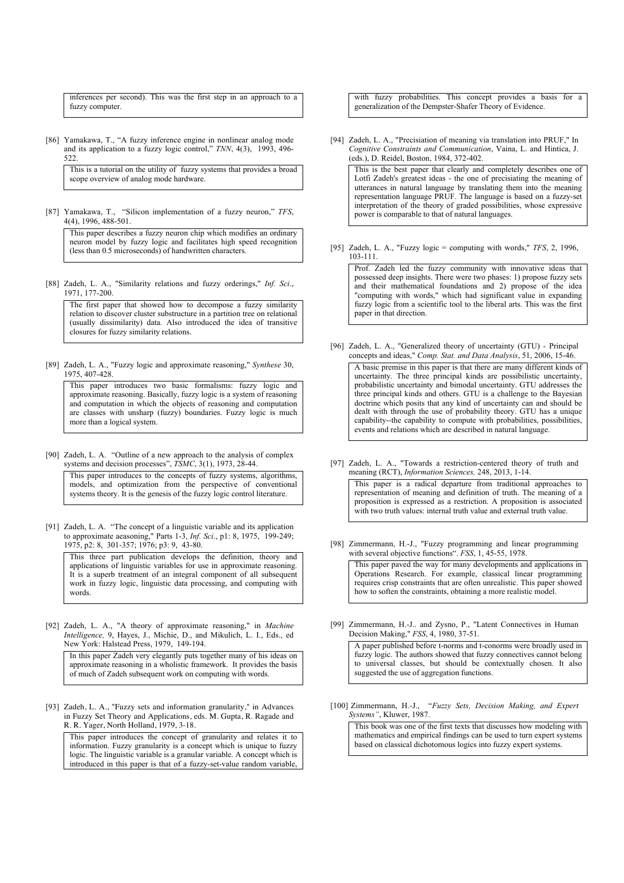inferences per second). This was the first step in an approach to a fuzzy computer.

[86] Yamakawa, T., "A fuzzy inference engine in nonlinear analog mode and its application to a fuzzy logic control," *TNN*, 4(3), 1993, 496-522.

This is a tutorial on the utility of fuzzy systems that provides a broad scope overview of analog mode hardware.

[87] Yamakawa, T., "Silicon implementation of a fuzzy neuron," *TFS*, 4(4), 1996, 488-501.

This paper describes a fuzzy neuron chip which modifies an ordinary neuron model by fuzzy logic and facilitates high speed recognition (less than 0.5 microseconds) of handwritten characters.

[88] Zadeh, L. A., "Similarity relations and fuzzy orderings," *Inf. Sci*., 1971, 177-200.

The first paper that showed how to decompose a fuzzy similarity relation to discover cluster substructure in a partition tree on relational (usually dissimilarity) data. Also introduced the idea of transitive closures for fuzzy similarity relations.

[89] Zadeh, L. A., "Fuzzy logic and approximate reasoning," *Synthese* 30, 1975, 407-428.

This paper introduces two basic formalisms: fuzzy logic and approximate reasoning. Basically, fuzzy logic is a system of reasoning and computation in which the objects of reasoning and computation are classes with unsharp (fuzzy) boundaries. Fuzzy logic is much more than a logical system.

[90] Zadeh, L. A. "Outline of a new approach to the analysis of complex systems and decision processes", *TSMC*, 3(1), 1973, 28-44.

This paper introduces to the concepts of fuzzy systems, algorithms, models, and optimization from the perspective of conventional systems theory. It is the genesis of the fuzzy logic control literature.

[91] Zadeh, L. A. "The concept of a linguistic variable and its application to approximate aeasoning," Parts 1-3, *Inf. Sci*., p1: 8, 1975, 199-249; 1975, p2: 8, 301-357; 1976; p3: 9, 43-80.

This three part publication develops the definition, theory and applications of linguistic variables for use in approximate reasoning. It is a superb treatment of an integral component of all subsequent work in fuzzy logic, linguistic data processing, and computing with words.

[92] Zadeh, L. A., "A theory of approximate reasoning," in *Machine Intelligence,* 9, Hayes, J., Michie, D., and Mikulich, L. I., Eds., ed New York: Halstead Press, 1979, 149-194.

In this paper Zadeh very elegantly puts together many of his ideas on approximate reasoning in a wholistic framework. It provides the basis of much of Zadeh subsequent work on computing with words.

[93] Zadeh, L. A., "Fuzzy sets and information granularity," in Advances in Fuzzy Set Theory and Applications, eds. M. Gupta, R. Ragade and R. R. Yager, North Holland, 1979, 3-18.

This paper introduces the concept of granularity and relates it to information. Fuzzy granularity is a concept which is unique to fuzzy logic. The linguistic variable is a granular variable. A concept which is introduced in this paper is that of a fuzzy-set-value random variable, with fuzzy probabilities. This concept provides a basis for a generalization of the Dempster-Shafer Theory of Evidence.

[94] Zadeh, L. A., "Precisiation of meaning via translation into PRUF," In *Cognitive Constraints and Communication*, Vaina, L. and Hintica, J. (eds.), D. Reidel, Boston, 1984, 372-402.

This is the best paper that clearly and completely describes one of Lotfi Zadeh's greatest ideas - the one of precisiating the meaning of utterances in natural language by translating them into the meaning representation language PRUF. The language is based on a fuzzy-set interpretation of the theory of graded possibilities, whose expressive power is comparable to that of natural languages.

[95] Zadeh, L. A., "Fuzzy logic = computing with words," *TFS*, 2, 1996, 103-111.

Prof. Zadeh led the fuzzy community with innovative ideas that possessed deep insights. There were two phases: 1) propose fuzzy sets and their mathematical foundations and 2) propose of the idea "computing with words," which had significant value in expanding fuzzy logic from a scientific tool to the liberal arts. This was the first paper in that direction.

[96] Zadeh, L. A., "Generalized theory of uncertainty (GTU) - Principal concepts and ideas," *Comp. Stat. and Data Analysis*, 51, 2006, 15-46.

A basic premise in this paper is that there are many different kinds of uncertainty. The three principal kinds are possibilistic uncertainty, probabilistic uncertainty and bimodal uncertainty. GTU addresses the three principal kinds and others. GTU is a challenge to the Bayesian doctrine which posits that any kind of uncertainty can and should be dealt with through the use of probability theory. GTU has a unique capability--the capability to compute with probabilities, possibilities, events and relations which are described in natural language.

[97] Zadeh, L. A., "Towards a restriction-centered theory of truth and meaning (RCT), *Information Sciences,* 248, 2013, 1-14.

This paper is a radical departure from traditional approaches to representation of meaning and definition of truth. The meaning of a proposition is expressed as a restriction. A proposition is associated with two truth values: internal truth value and external truth value.

[98] Zimmermann, H.-J., "Fuzzy programming and linear programming with several objective functions". *FSS*, 1, 45-55, 1978.

This paper paved the way for many developments and applications in Operations Research. For example, classical linear programming requires crisp constraints that are often unrealistic. This paper showed how to soften the constraints, obtaining a more realistic model.

[99] Zimmermann, H.-J.. and Zysno, P., "Latent Connectives in Human Decision Making," *FSS*, 4, 1980, 37-51.

A paper published before t-norms and t-conorms were broadly used in fuzzy logic. The authors showed that fuzzy connectives cannot belong to universal classes, but should be contextually chosen. It also suggested the use of aggregation functions.

[100] Zimmermann, H.-J., "*Fuzzy Sets, Decision Making, and Expert Systems"*, Kluwer, 1987.

This book was one of the first texts that discusses how modeling with mathematics and empirical findings can be used to turn expert systems based on classical dichotomous logics into fuzzy expert systems.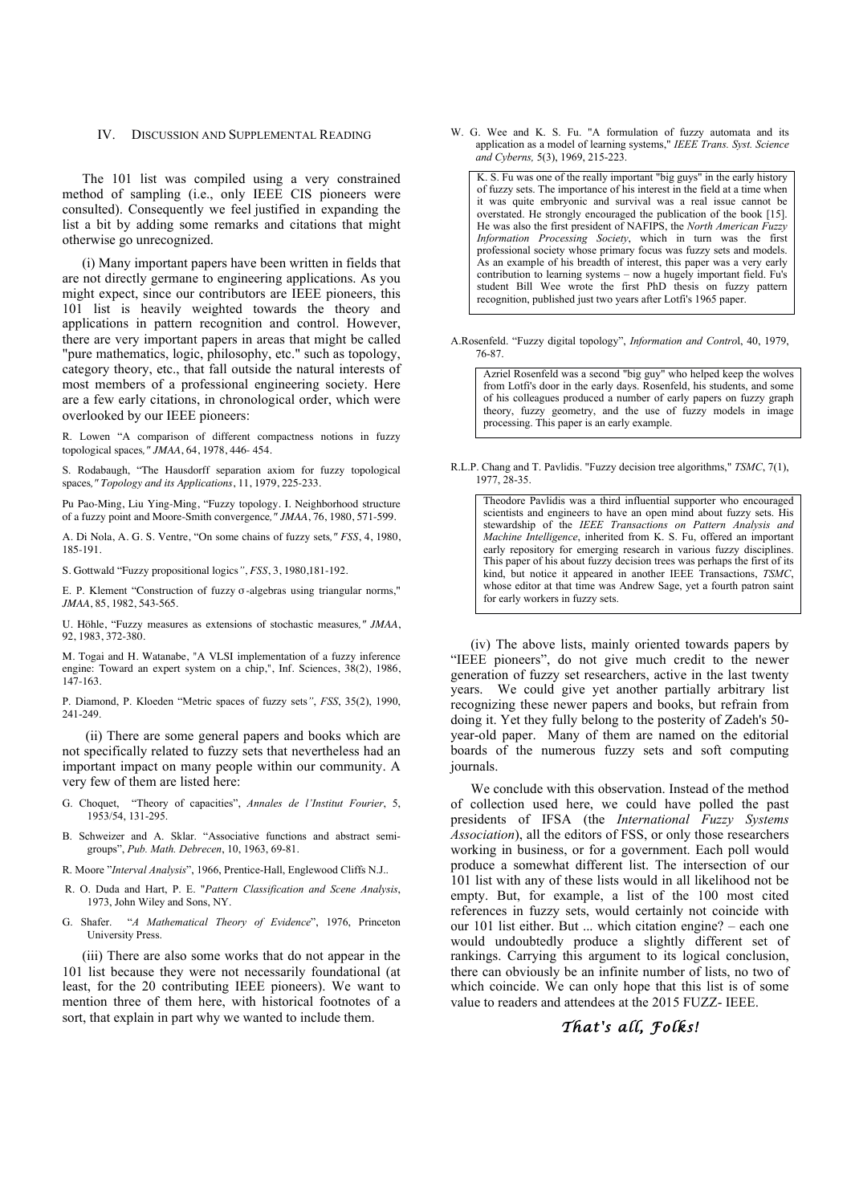## IV. Discussion and Supplemental Reading

The 101 list was compiled using a very constrained method of sampling (i.e., only IEEE CIS pioneers were consulted). Consequently we feel justified in expanding the list a bit by adding some remarks and citations that might otherwise go unrecognized.

(i) Many important papers have been written in fields that are not directly germane to engineering applications. As you might expect, since our contributors are IEEE pioneers, this 101 list is heavily weighted towards the theory and applications in pattern recognition and control. However, there are very important papers in areas that might be called "pure mathematics, logic, philosophy, etc." such as topology, category theory, etc., that fall outside the natural interests of most members of a professional engineering society. Here are a few early citations, in chronological order, which were overlooked by our IEEE pioneers:

R. Lowen "A comparison of different compactness notions in fuzzy topological spaces*," JMAA*, 64, 1978, 446- 454.

S. Rodabaugh, "The Hausdorff separation axiom for fuzzy topological spaces*," Topology and its Applications*, 11, 1979, 225-233.

Pu Pao-Ming, Liu Ying-Ming, "Fuzzy topology. I. Neighborhood structure of a fuzzy point and Moore-Smith convergence*," JMAA*, 76, 1980, 571-599.

A. Di Nola, A. G. S. Ventre, "On some chains of fuzzy sets*," FSS*, 4, 1980, 185-191.

S. Gottwald "Fuzzy propositional logics*", FSS*, 3, 1980,181-192.

E. P. Klement "Construction of fuzzy σ-algebras using triangular norms," *JMAA*, 85, 1982, 543-565.

U. Höhle, "Fuzzy measures as extensions of stochastic measures*," JMAA*, 92, 1983, 372-380.

M. Togai and H. Watanabe, "A VLSI implementation of a fuzzy inference engine: Toward an expert system on a chip,", Inf. Sciences, 38(2), 1986, 147-163.

P. Diamond, P. Kloeden "Metric spaces of fuzzy sets*", FSS*, 35(2), 1990, 241-249.

(ii) There are some general papers and books which are not specifically related to fuzzy sets that nevertheless had an important impact on many people within our community. A very few of them are listed here:

G. Choquet, "Theory of capacities", *Annales de l'Institut Fourier*, 5, 1953/54, 131-295.

B. Schweizer and A. Sklar. "Associative functions and abstract semi-groups", *Pub. Math. Debrecen*, 10, 1963, 69-81.

R. Moore "*Interval Analysis*", 1966, Prentice-Hall, Englewood Cliffs N.J..

R. O. Duda and Hart, P. E. "*Pattern Classification and Scene Analysis*, 1973, John Wiley and Sons, NY.

G. Shafer. "*A Mathematical Theory of Evidence*", 1976, Princeton University Press.

(iii) There are also some works that do not appear in the 101 list because they were not necessarily foundational (at least, for the 20 contributing IEEE pioneers). We want to mention three of them here, with historical footnotes of a sort, that explain in part why we wanted to include them.

W. G. Wee and K. S. Fu. "A formulation of fuzzy automata and its application as a model of learning systems," *IEEE Trans. Syst. Science and Cyberns,* 5(3), 1969, 215-223.

> K. S. Fu was one of the really important "big guys" in the early history of fuzzy sets. The importance of his interest in the field at a time when it was quite embryonic and survival was a real issue cannot be overstated. He strongly encouraged the publication of the book [15]. He was also the first president of NAFIPS, the *North American Fuzzy Information Processing Society*, which in turn was the first professional society whose primary focus was fuzzy sets and models. As an example of his breadth of interest, this paper was a very early contribution to learning systems – now a hugely important field. Fu's student Bill Wee wrote the first PhD thesis on fuzzy pattern recognition, published just two years after Lotfi's 1965 paper.

A.Rosenfeld. "Fuzzy digital topology", *Information and Control*, 40, 1979, 76-87.

> Azriel Rosenfeld was a second "big guy" who helped keep the wolves from Lotfi's door in the early days. Rosenfeld, his students, and some of his colleagues produced a number of early papers on fuzzy graph theory, fuzzy geometry, and the use of fuzzy models in image processing. This paper is an early example.

R.L.P. Chang and T. Pavlidis. "Fuzzy decision tree algorithms," *TSMC*, 7(1), 1977, 28-35.

> Theodore Pavlidis was a third influential supporter who encouraged scientists and engineers to have an open mind about fuzzy sets. His stewardship of the *IEEE Transactions on Pattern Analysis and Machine Intelligence*, inherited from K. S. Fu, offered an important early repository for emerging research in various fuzzy disciplines. This paper of his about fuzzy decision trees was perhaps the first of its kind, but notice it appeared in another IEEE Transactions, *TSMC*, whose editor at that time was Andrew Sage, yet a fourth patron saint for early workers in fuzzy sets.

(iv) The above lists, mainly oriented towards papers by "IEEE pioneers", do not give much credit to the newer generation of fuzzy set researchers, active in the last twenty years. We could give yet another partially arbitrary list recognizing these newer papers and books, but refrain from doing it. Yet they fully belong to the posterity of Zadeh's 50-year-old paper. Many of them are named on the editorial boards of the numerous fuzzy sets and soft computing journals.

We conclude with this observation. Instead of the method of collection used here, we could have polled the past presidents of IFSA (the *International Fuzzy Systems Association*), all the editors of FSS, or only those researchers working in business, or for a government. Each poll would produce a somewhat different list. The intersection of our 101 list with any of these lists would in all likelihood not be empty. But, for example, a list of the 100 most cited references in fuzzy sets, would certainly not coincide with our 101 list either. But ... which citation engine? – each one would undoubtedly produce a slightly different set of rankings. Carrying this argument to its logical conclusion, there can obviously be an infinite number of lists, no two of which coincide. We can only hope that this list is of some value to readers and attendees at the 2015 FUZZ- IEEE.

*That's all, Folks!*